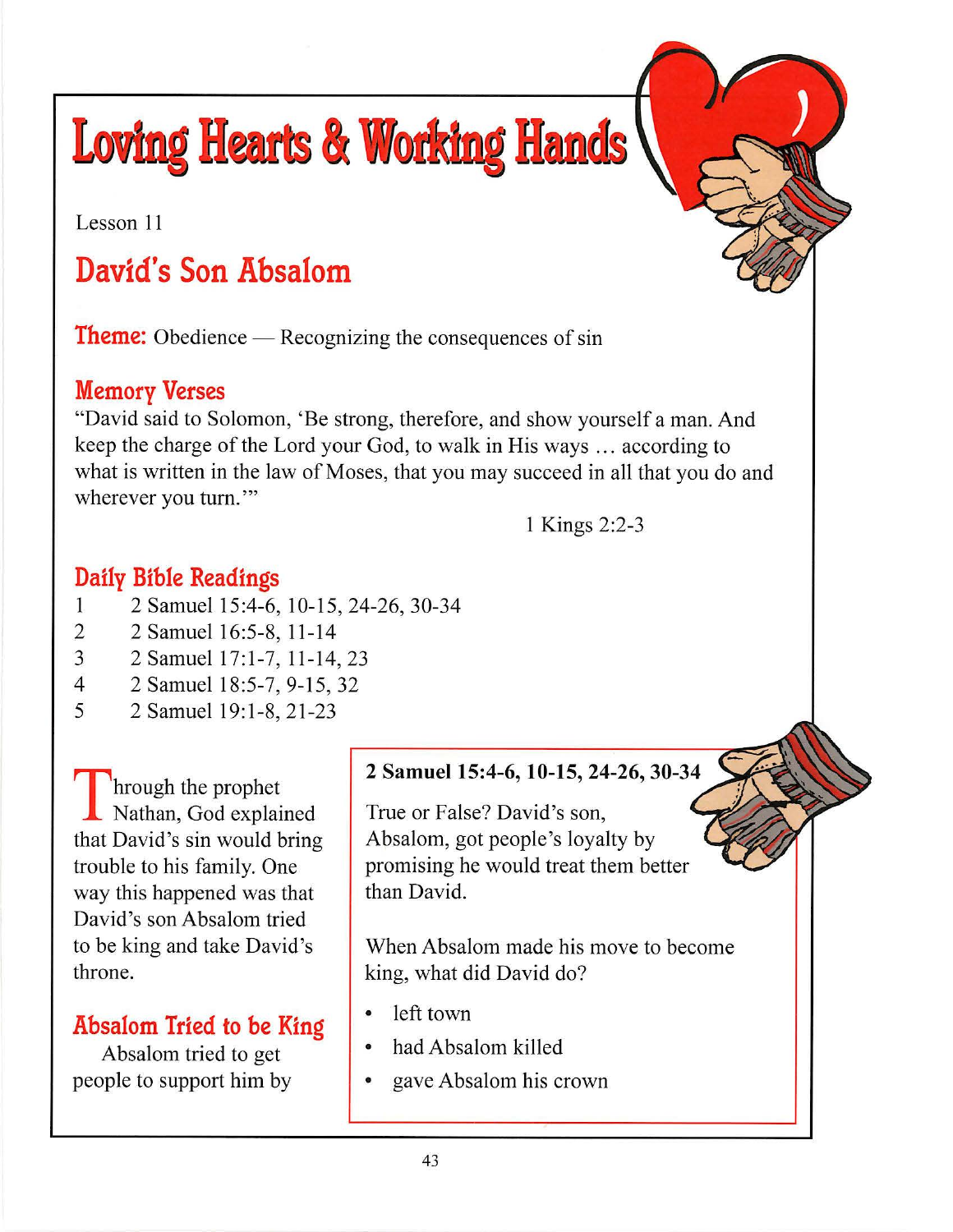# Loving Hearts & Working Hands

Lesson 11

## David's Son Absalom

**Theme:** Obedience — Recognizing the consequences of sin

### Memory Verses

"David said to Solomon, 'Be strong, therefore, and show yourself a man. And keep the charge of the Lord your God, to walk in His ways … according to what is written in the law of Moses, that you may succeed in all that you do and wherever you turn.'"

1 Kings 2:2-3

### Daily Bible Readings

1 2 Samuel 15:4-6, 10-15, 24-26, 30-34
2 2 Samuel 16:5-8, 11-14
3 2 Samuel 17:1-7, 11-14, 23
4 2 Samuel 18:5-7, 9-15, 32
5 2 Samuel 19:1-8, 21-23

Through the prophet Nathan, God explained that David's sin would bring trouble to his family. One way this happened was that David's son Absalom tried to be king and take David's throne.

### Absalom Tried to be King

Absalom tried to get people to support him by

**2 Samuel 15:4-6, 10-15, 24-26, 30-34**

True or False? David's son, Absalom, got people's loyalty by promising he would treat them better than David.

When Absalom made his move to become king, what did David do?

- left town
- had Absalom killed
- gave Absalom his crown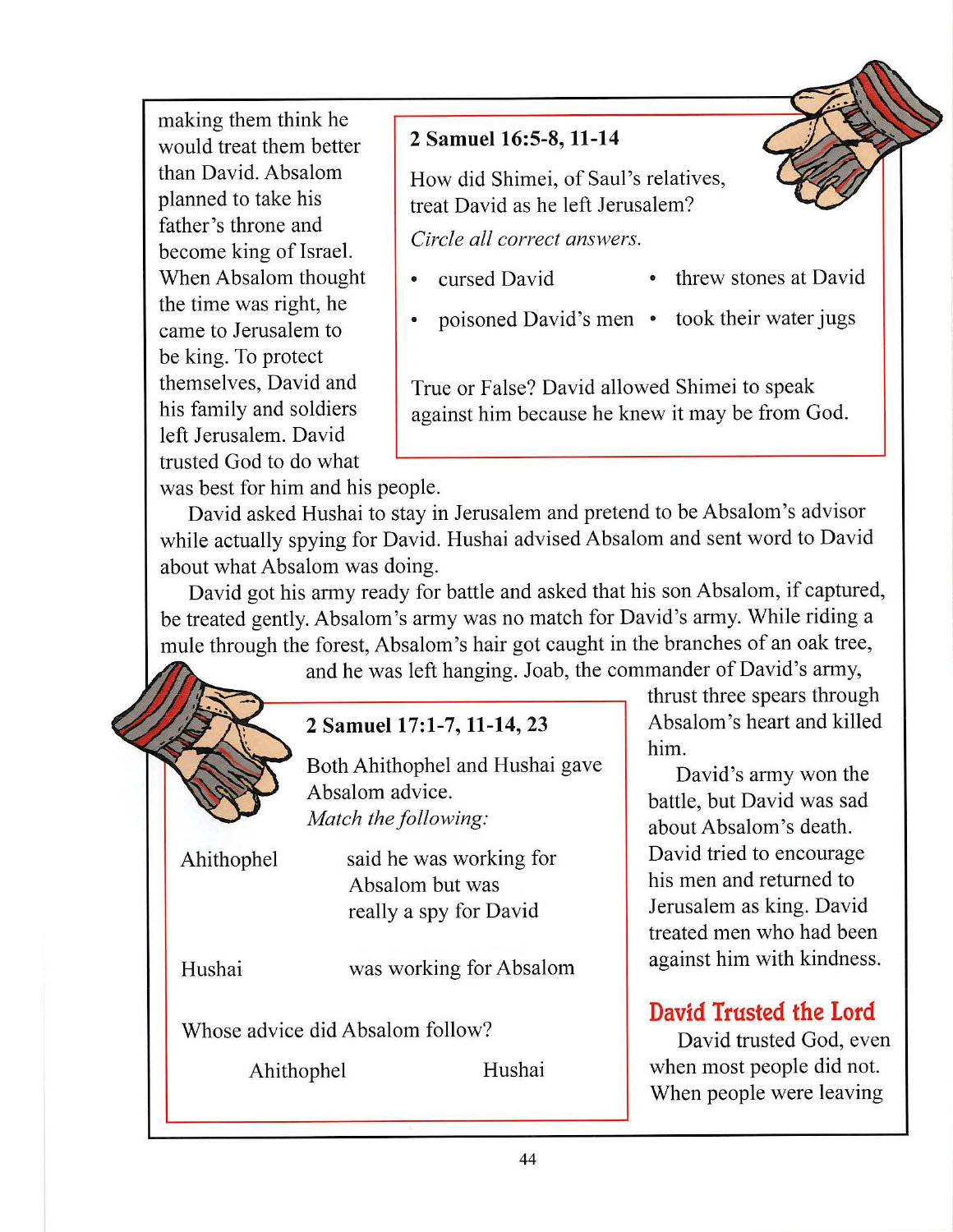making them think he would treat them better than David. Absalom planned to take his father's throne and become king of Israel. When Absalom thought the time was right, he came to Jerusalem to be king. To protect themselves, David and his family and soldiers left Jerusalem. David trusted God to do what was best for him and his people.

**2 Samuel 16:5-8, 11-14**

How did Shimei, of Saul's relatives, treat David as he left Jerusalem?

*Circle all correct answers.*

- cursed David
- threw stones at David
- poisoned David's men
- took their water jugs

True or False? David allowed Shimei to speak against him because he knew it may be from God.

David asked Hushai to stay in Jerusalem and pretend to be Absalom's advisor while actually spying for David. Hushai advised Absalom and sent word to David about what Absalom was doing.

David got his army ready for battle and asked that his son Absalom, if captured, be treated gently. Absalom's army was no match for David's army. While riding a mule through the forest, Absalom's hair got caught in the branches of an oak tree, and he was left hanging. Joab, the commander of David's army, thrust three spears through Absalom's heart and killed him.

David's army won the battle, but David was sad about Absalom's death. David tried to encourage his men and returned to Jerusalem as king. David treated men who had been against him with kindness.

**2 Samuel 17:1-7, 11-14, 23**

Both Ahithophel and Hushai gave Absalom advice.
*Match the following:*

| | |
|---|---|
| Ahithophel | said he was working for Absalom but was really a spy for David |
| Hushai | was working for Absalom |

Whose advice did Absalom follow?

Ahithophel Hushai

## David Trusted the Lord

David trusted God, even when most people did not. When people were leaving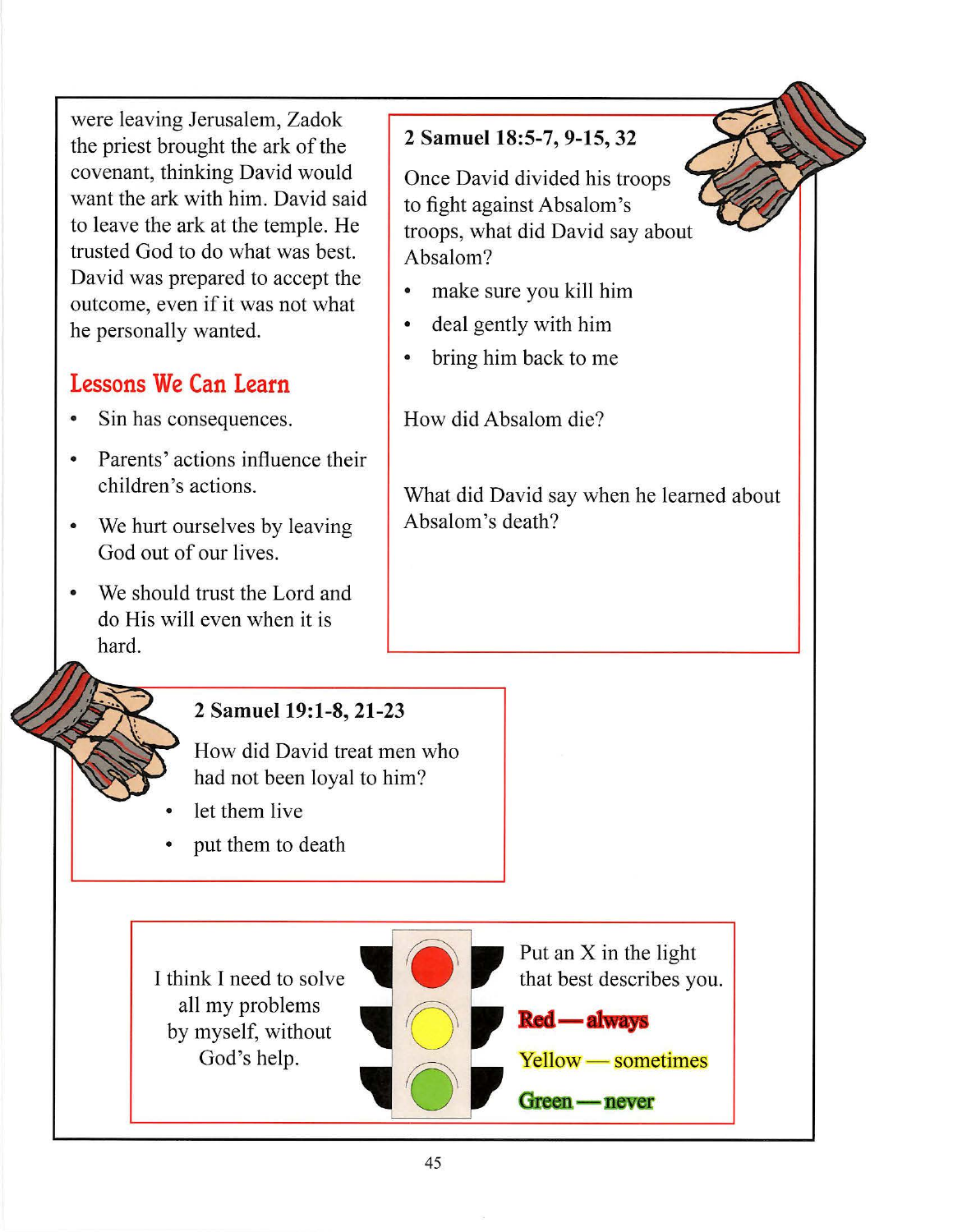were leaving Jerusalem, Zadok the priest brought the ark of the covenant, thinking David would want the ark with him. David said to leave the ark at the temple. He trusted God to do what was best. David was prepared to accept the outcome, even if it was not what he personally wanted.

## Lessons We Can Learn

- Sin has consequences.
- Parents' actions influence their children's actions.
- We hurt ourselves by leaving God out of our lives.
- We should trust the Lord and do His will even when it is hard.

**2 Samuel 18:5-7, 9-15, 32**

Once David divided his troops to fight against Absalom's troops, what did David say about Absalom?

- make sure you kill him
- deal gently with him
- bring him back to me

How did Absalom die?

What did David say when he learned about Absalom's death?

**2 Samuel 19:1-8, 21-23**

How did David treat men who had not been loyal to him?

- let them live
- put them to death

I think I need to solve all my problems by myself, without God's help.

Put an X in the light that best describes you.

**Red — always**

Yellow — sometimes

**Green — never**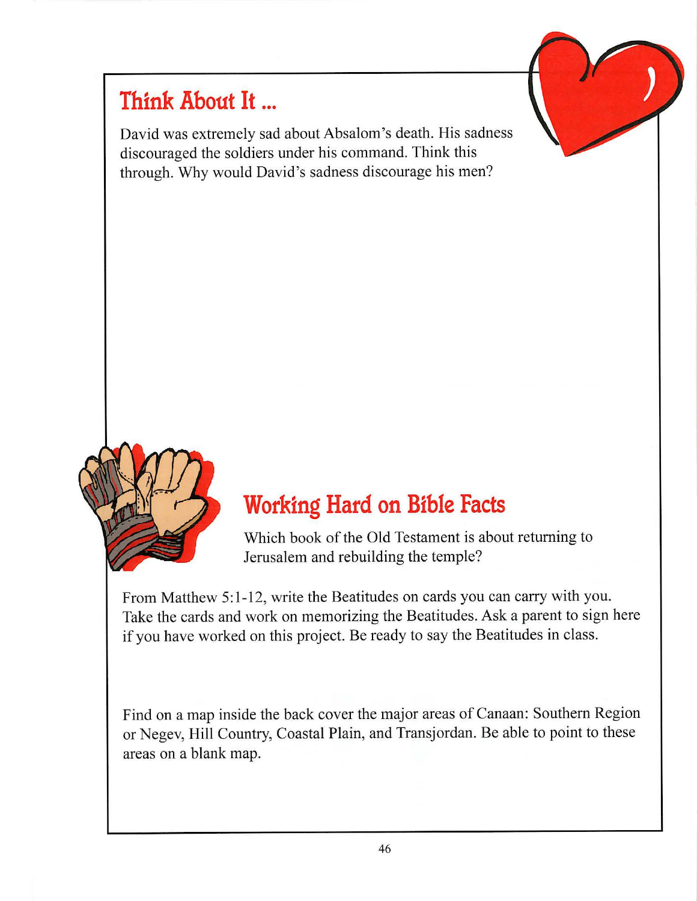## Think About It ...

David was extremely sad about Absalom's death. His sadness discouraged the soldiers under his command. Think this through. Why would David's sadness discourage his men?

## Working Hard on Bible Facts

Which book of the Old Testament is about returning to Jerusalem and rebuilding the temple?

From Matthew 5:1-12, write the Beatitudes on cards you can carry with you. Take the cards and work on memorizing the Beatitudes. Ask a parent to sign here if you have worked on this project. Be ready to say the Beatitudes in class.

Find on a map inside the back cover the major areas of Canaan: Southern Region or Negev, Hill Country, Coastal Plain, and Transjordan. Be able to point to these areas on a blank map.